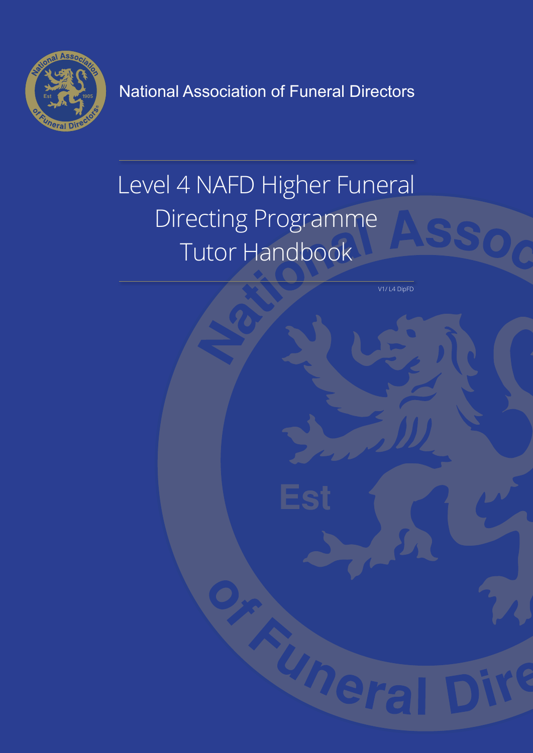National Association of Funeral Directors

# Level 4 NAFD Higher Funeral Directing Programme Tutor Handbook

V1/ L4 DipFD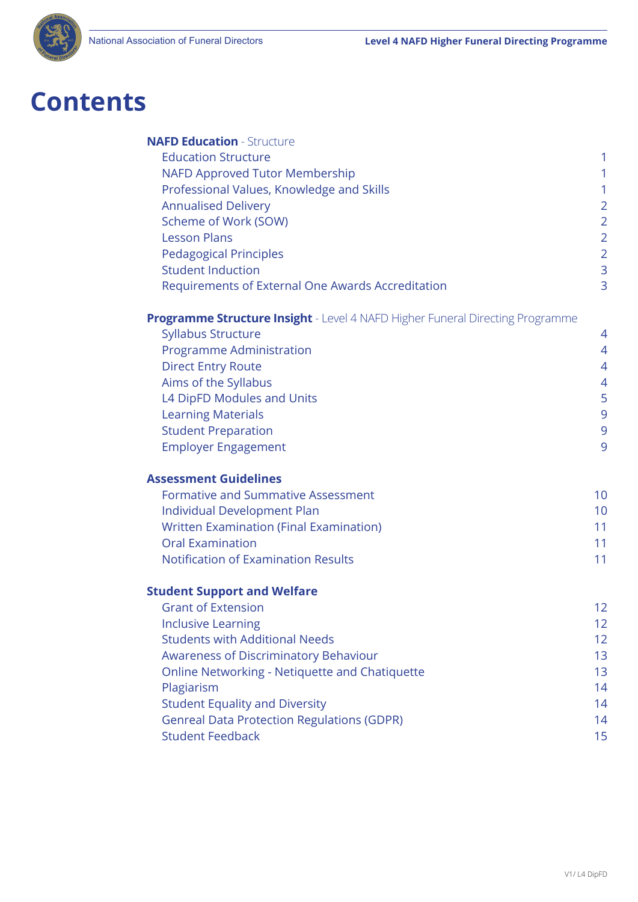# Contents

**NAFD Education** - Structure

| | |
|---|---|
| Education Structure | 1 |
| NAFD Approved Tutor Membership | 1 |
| Professional Values, Knowledge and Skills | 1 |
| Annualised Delivery | 2 |
| Scheme of Work (SOW) | 2 |
| Lesson Plans | 2 |
| Pedagogical Principles | 2 |
| Student Induction | 3 |
| Requirements of External One Awards Accreditation | 3 |

**Programme Structure Insight** - Level 4 NAFD Higher Funeral Directing Programme

| | |
|---|---|
| Syllabus Structure | 4 |
| Programme Administration | 4 |
| Direct Entry Route | 4 |
| Aims of the Syllabus | 4 |
| L4 DipFD Modules and Units | 5 |
| Learning Materials | 9 |
| Student Preparation | 9 |
| Employer Engagement | 9 |

**Assessment Guidelines**

| | |
|---|---|
| Formative and Summative Assessment | 10 |
| Individual Development Plan | 10 |
| Written Examination (Final Examination) | 11 |
| Oral Examination | 11 |
| Notification of Examination Results | 11 |

**Student Support and Welfare**

| | |
|---|---|
| Grant of Extension | 12 |
| Inclusive Learning | 12 |
| Students with Additional Needs | 12 |
| Awareness of Discriminatory Behaviour | 13 |
| Online Networking - Netiquette and Chatiquette | 13 |
| Plagiarism | 14 |
| Student Equality and Diversity | 14 |
| Genreal Data Protection Regulations (GDPR) | 14 |
| Student Feedback | 15 |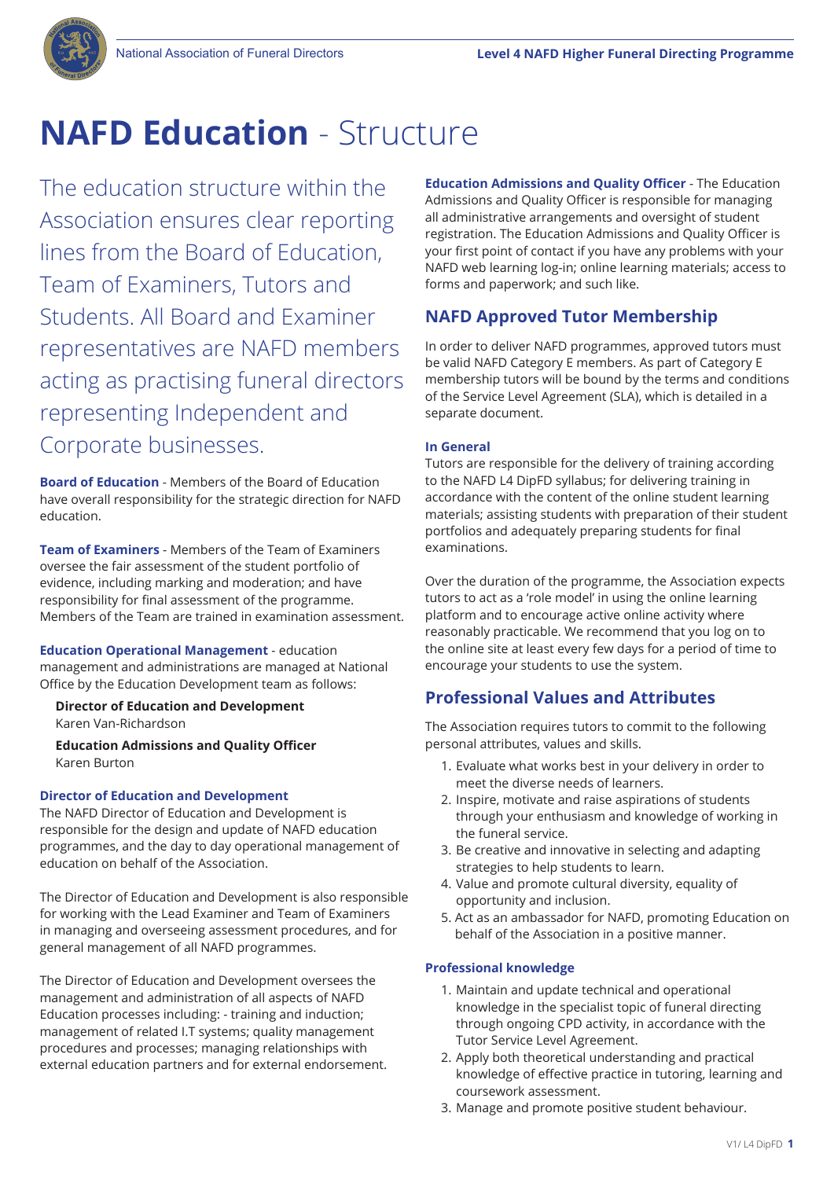# NAFD Education - Structure

The education structure within the Association ensures clear reporting lines from the Board of Education, Team of Examiners, Tutors and Students. All Board and Examiner representatives are NAFD members acting as practising funeral directors representing Independent and Corporate businesses.

**Board of Education** - Members of the Board of Education have overall responsibility for the strategic direction for NAFD education.

**Team of Examiners** - Members of the Team of Examiners oversee the fair assessment of the student portfolio of evidence, including marking and moderation; and have responsibility for final assessment of the programme. Members of the Team are trained in examination assessment.

**Education Operational Management** - education management and administrations are managed at National Office by the Education Development team as follows:

**Director of Education and Development**
Karen Van-Richardson

**Education Admissions and Quality Officer**
Karen Burton

### Director of Education and Development

The NAFD Director of Education and Development is responsible for the design and update of NAFD education programmes, and the day to day operational management of education on behalf of the Association.

The Director of Education and Development is also responsible for working with the Lead Examiner and Team of Examiners in managing and overseeing assessment procedures, and for general management of all NAFD programmes.

The Director of Education and Development oversees the management and administration of all aspects of NAFD Education processes including: - training and induction; management of related I.T systems; quality management procedures and processes; managing relationships with external education partners and for external endorsement.

**Education Admissions and Quality Officer** - The Education Admissions and Quality Officer is responsible for managing all administrative arrangements and oversight of student registration. The Education Admissions and Quality Officer is your first point of contact if you have any problems with your NAFD web learning log-in; online learning materials; access to forms and paperwork; and such like.

## NAFD Approved Tutor Membership

In order to deliver NAFD programmes, approved tutors must be valid NAFD Category E members. As part of Category E membership tutors will be bound by the terms and conditions of the Service Level Agreement (SLA), which is detailed in a separate document.

### In General

Tutors are responsible for the delivery of training according to the NAFD L4 DipFD syllabus; for delivering training in accordance with the content of the online student learning materials; assisting students with preparation of their student portfolios and adequately preparing students for final examinations.

Over the duration of the programme, the Association expects tutors to act as a 'role model' in using the online learning platform and to encourage active online activity where reasonably practicable. We recommend that you log on to the online site at least every few days for a period of time to encourage your students to use the system.

## Professional Values and Attributes

The Association requires tutors to commit to the following personal attributes, values and skills.

1. Evaluate what works best in your delivery in order to meet the diverse needs of learners.
2. Inspire, motivate and raise aspirations of students through your enthusiasm and knowledge of working in the funeral service.
3. Be creative and innovative in selecting and adapting strategies to help students to learn.
4. Value and promote cultural diversity, equality of opportunity and inclusion.
5. Act as an ambassador for NAFD, promoting Education on behalf of the Association in a positive manner.

### Professional knowledge

1. Maintain and update technical and operational knowledge in the specialist topic of funeral directing through ongoing CPD activity, in accordance with the Tutor Service Level Agreement.
2. Apply both theoretical understanding and practical knowledge of effective practice in tutoring, learning and coursework assessment.
3. Manage and promote positive student behaviour.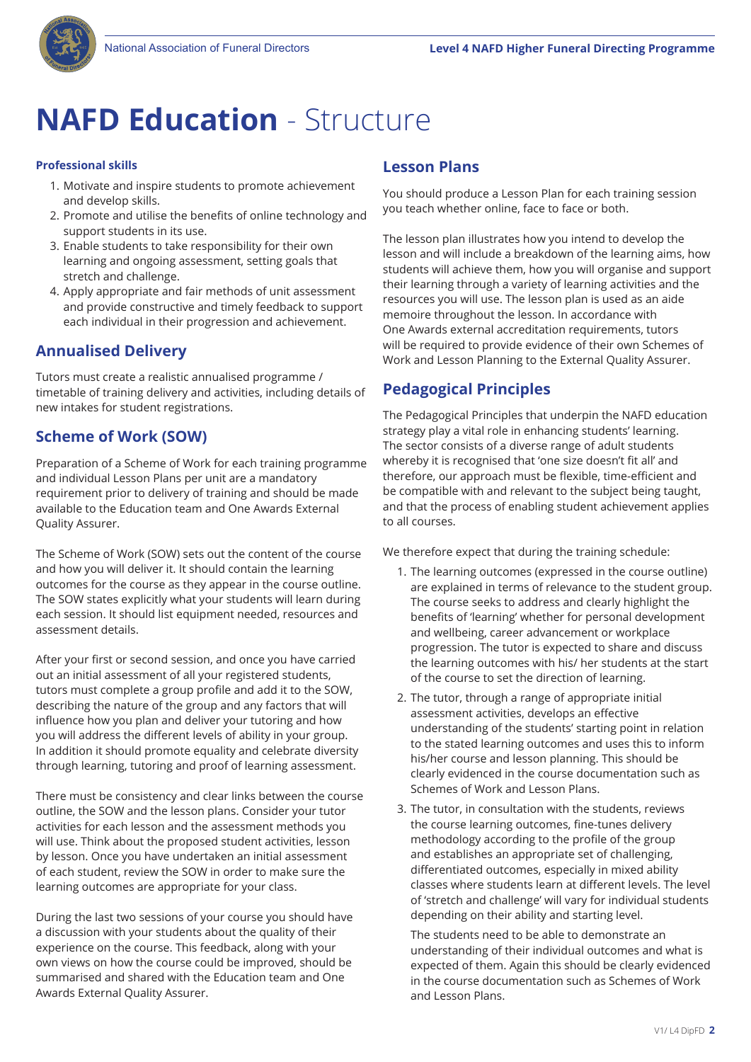# NAFD Education - Structure

**Professional skills**

1. Motivate and inspire students to promote achievement and develop skills.
2. Promote and utilise the benefits of online technology and support students in its use.
3. Enable students to take responsibility for their own learning and ongoing assessment, setting goals that stretch and challenge.
4. Apply appropriate and fair methods of unit assessment and provide constructive and timely feedback to support each individual in their progression and achievement.

## Annualised Delivery

Tutors must create a realistic annualised programme / timetable of training delivery and activities, including details of new intakes for student registrations.

## Scheme of Work (SOW)

Preparation of a Scheme of Work for each training programme and individual Lesson Plans per unit are a mandatory requirement prior to delivery of training and should be made available to the Education team and One Awards External Quality Assurer.

The Scheme of Work (SOW) sets out the content of the course and how you will deliver it. It should contain the learning outcomes for the course as they appear in the course outline. The SOW states explicitly what your students will learn during each session. It should list equipment needed, resources and assessment details.

After your first or second session, and once you have carried out an initial assessment of all your registered students, tutors must complete a group profile and add it to the SOW, describing the nature of the group and any factors that will influence how you plan and deliver your tutoring and how you will address the different levels of ability in your group. In addition it should promote equality and celebrate diversity through learning, tutoring and proof of learning assessment.

There must be consistency and clear links between the course outline, the SOW and the lesson plans. Consider your tutor activities for each lesson and the assessment methods you will use. Think about the proposed student activities, lesson by lesson. Once you have undertaken an initial assessment of each student, review the SOW in order to make sure the learning outcomes are appropriate for your class.

During the last two sessions of your course you should have a discussion with your students about the quality of their experience on the course. This feedback, along with your own views on how the course could be improved, should be summarised and shared with the Education team and One Awards External Quality Assurer.

## Lesson Plans

You should produce a Lesson Plan for each training session you teach whether online, face to face or both.

The lesson plan illustrates how you intend to develop the lesson and will include a breakdown of the learning aims, how students will achieve them, how you will organise and support their learning through a variety of learning activities and the resources you will use. The lesson plan is used as an aide memoire throughout the lesson. In accordance with One Awards external accreditation requirements, tutors will be required to provide evidence of their own Schemes of Work and Lesson Planning to the External Quality Assurer.

## Pedagogical Principles

The Pedagogical Principles that underpin the NAFD education strategy play a vital role in enhancing students' learning. The sector consists of a diverse range of adult students whereby it is recognised that 'one size doesn't fit all' and therefore, our approach must be flexible, time-efficient and be compatible with and relevant to the subject being taught, and that the process of enabling student achievement applies to all courses.

We therefore expect that during the training schedule:

1. The learning outcomes (expressed in the course outline) are explained in terms of relevance to the student group. The course seeks to address and clearly highlight the benefits of 'learning' whether for personal development and wellbeing, career advancement or workplace progression. The tutor is expected to share and discuss the learning outcomes with his/ her students at the start of the course to set the direction of learning.
2. The tutor, through a range of appropriate initial assessment activities, develops an effective understanding of the students' starting point in relation to the stated learning outcomes and uses this to inform his/her course and lesson planning. This should be clearly evidenced in the course documentation such as Schemes of Work and Lesson Plans.
3. The tutor, in consultation with the students, reviews the course learning outcomes, fine-tunes delivery methodology according to the profile of the group and establishes an appropriate set of challenging, differentiated outcomes, especially in mixed ability classes where students learn at different levels. The level of 'stretch and challenge' will vary for individual students depending on their ability and starting level.

   The students need to be able to demonstrate an understanding of their individual outcomes and what is expected of them. Again this should be clearly evidenced in the course documentation such as Schemes of Work and Lesson Plans.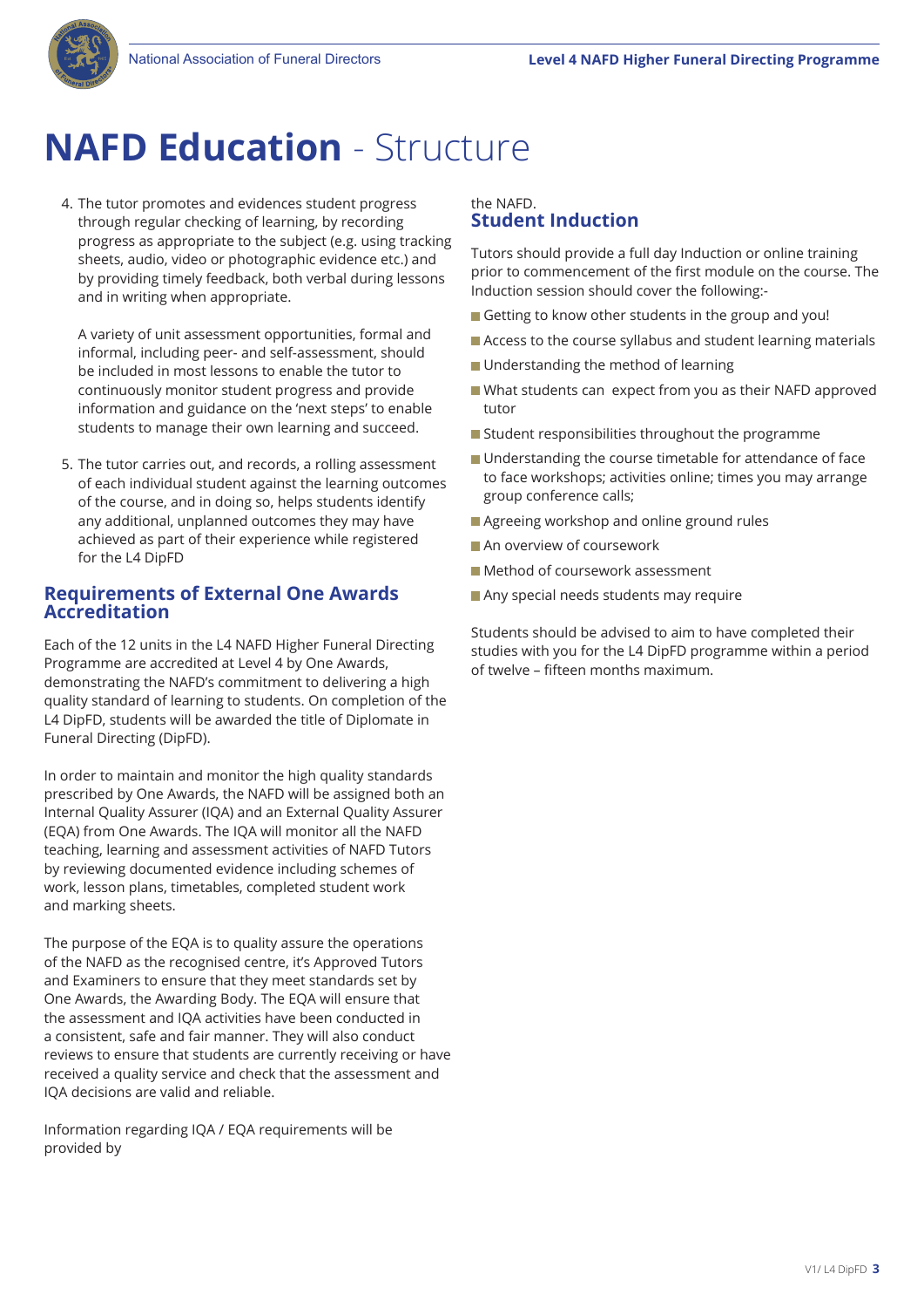# NAFD Education - Structure

4. The tutor promotes and evidences student progress through regular checking of learning, by recording progress as appropriate to the subject (e.g. using tracking sheets, audio, video or photographic evidence etc.) and by providing timely feedback, both verbal during lessons and in writing when appropriate.

   A variety of unit assessment opportunities, formal and informal, including peer- and self-assessment, should be included in most lessons to enable the tutor to continuously monitor student progress and provide information and guidance on the 'next steps' to enable students to manage their own learning and succeed.

5. The tutor carries out, and records, a rolling assessment of each individual student against the learning outcomes of the course, and in doing so, helps students identify any additional, unplanned outcomes they may have achieved as part of their experience while registered for the L4 DipFD

## Requirements of External One Awards Accreditation

Each of the 12 units in the L4 NAFD Higher Funeral Directing Programme are accredited at Level 4 by One Awards, demonstrating the NAFD's commitment to delivering a high quality standard of learning to students. On completion of the L4 DipFD, students will be awarded the title of Diplomate in Funeral Directing (DipFD).

In order to maintain and monitor the high quality standards prescribed by One Awards, the NAFD will be assigned both an Internal Quality Assurer (IQA) and an External Quality Assurer (EQA) from One Awards. The IQA will monitor all the NAFD teaching, learning and assessment activities of NAFD Tutors by reviewing documented evidence including schemes of work, lesson plans, timetables, completed student work and marking sheets.

The purpose of the EQA is to quality assure the operations of the NAFD as the recognised centre, it's Approved Tutors and Examiners to ensure that they meet standards set by One Awards, the Awarding Body. The EQA will ensure that the assessment and IQA activities have been conducted in a consistent, safe and fair manner. They will also conduct reviews to ensure that students are currently receiving or have received a quality service and check that the assessment and IQA decisions are valid and reliable.

Information regarding IQA / EQA requirements will be provided by the NAFD.

## Student Induction

Tutors should provide a full day Induction or online training prior to commencement of the first module on the course. The Induction session should cover the following:-

- Getting to know other students in the group and you!
- Access to the course syllabus and student learning materials
- Understanding the method of learning
- What students can expect from you as their NAFD approved tutor
- Student responsibilities throughout the programme
- Understanding the course timetable for attendance of face to face workshops; activities online; times you may arrange group conference calls;
- Agreeing workshop and online ground rules
- An overview of coursework
- Method of coursework assessment
- Any special needs students may require

Students should be advised to aim to have completed their studies with you for the L4 DipFD programme within a period of twelve – fifteen months maximum.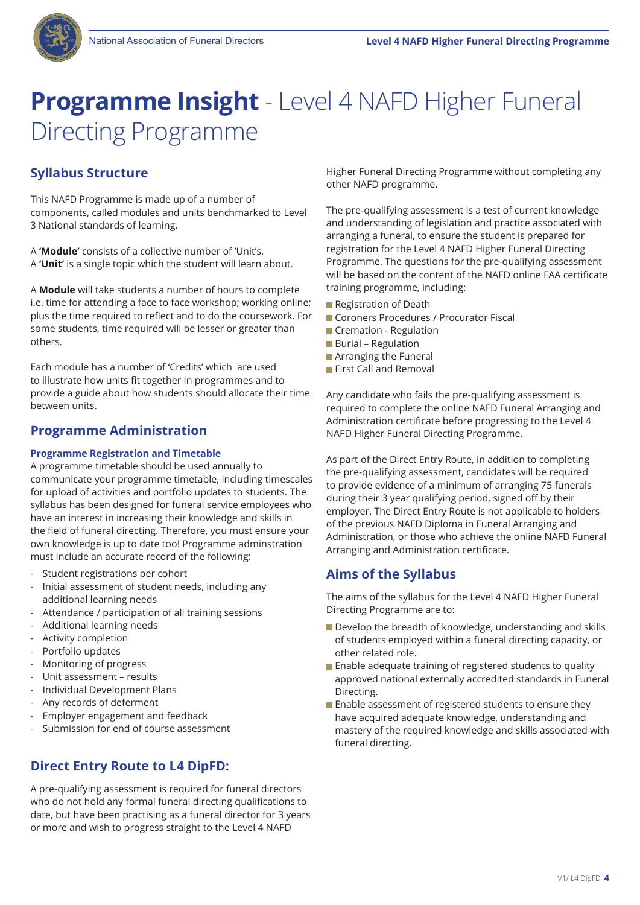# **Programme Insight** - Level 4 NAFD Higher Funeral Directing Programme

## Syllabus Structure

This NAFD Programme is made up of a number of components, called modules and units benchmarked to Level 3 National standards of learning.

A **'Module'** consists of a collective number of 'Unit's.
A **'Unit'** is a single topic which the student will learn about.

A **Module** will take students a number of hours to complete i.e. time for attending a face to face workshop; working online; plus the time required to reflect and to do the coursework. For some students, time required will be lesser or greater than others.

Each module has a number of 'Credits' which are used to illustrate how units fit together in programmes and to provide a guide about how students should allocate their time between units.

## Programme Administration

### Programme Registration and Timetable

A programme timetable should be used annually to communicate your programme timetable, including timescales for upload of activities and portfolio updates to students. The syllabus has been designed for funeral service employees who have an interest in increasing their knowledge and skills in the field of funeral directing. Therefore, you must ensure your own knowledge is up to date too! Programme adminstration must include an accurate record of the following:

- Student registrations per cohort
- Initial assessment of student needs, including any additional learning needs
- Attendance / participation of all training sessions
- Additional learning needs
- Activity completion
- Portfolio updates
- Monitoring of progress
- Unit assessment – results
- Individual Development Plans
- Any records of deferment
- Employer engagement and feedback
- Submission for end of course assessment

## Direct Entry Route to L4 DipFD:

A pre-qualifying assessment is required for funeral directors who do not hold any formal funeral directing qualifications to date, but have been practising as a funeral director for 3 years or more and wish to progress straight to the Level 4 NAFD Higher Funeral Directing Programme without completing any other NAFD programme.

The pre-qualifying assessment is a test of current knowledge and understanding of legislation and practice associated with arranging a funeral, to ensure the student is prepared for registration for the Level 4 NAFD Higher Funeral Directing Programme. The questions for the pre-qualifying assessment will be based on the content of the NAFD online FAA certificate training programme, including:

- Registration of Death
- Coroners Procedures / Procurator Fiscal
- Cremation - Regulation
- Burial – Regulation
- Arranging the Funeral
- First Call and Removal

Any candidate who fails the pre-qualifying assessment is required to complete the online NAFD Funeral Arranging and Administration certificate before progressing to the Level 4 NAFD Higher Funeral Directing Programme.

As part of the Direct Entry Route, in addition to completing the pre-qualifying assessment, candidates will be required to provide evidence of a minimum of arranging 75 funerals during their 3 year qualifying period, signed off by their employer. The Direct Entry Route is not applicable to holders of the previous NAFD Diploma in Funeral Arranging and Administration, or those who achieve the online NAFD Funeral Arranging and Administration certificate.

## Aims of the Syllabus

The aims of the syllabus for the Level 4 NAFD Higher Funeral Directing Programme are to:

- Develop the breadth of knowledge, understanding and skills of students employed within a funeral directing capacity, or other related role.
- Enable adequate training of registered students to quality approved national externally accredited standards in Funeral Directing.
- Enable assessment of registered students to ensure they have acquired adequate knowledge, understanding and mastery of the required knowledge and skills associated with funeral directing.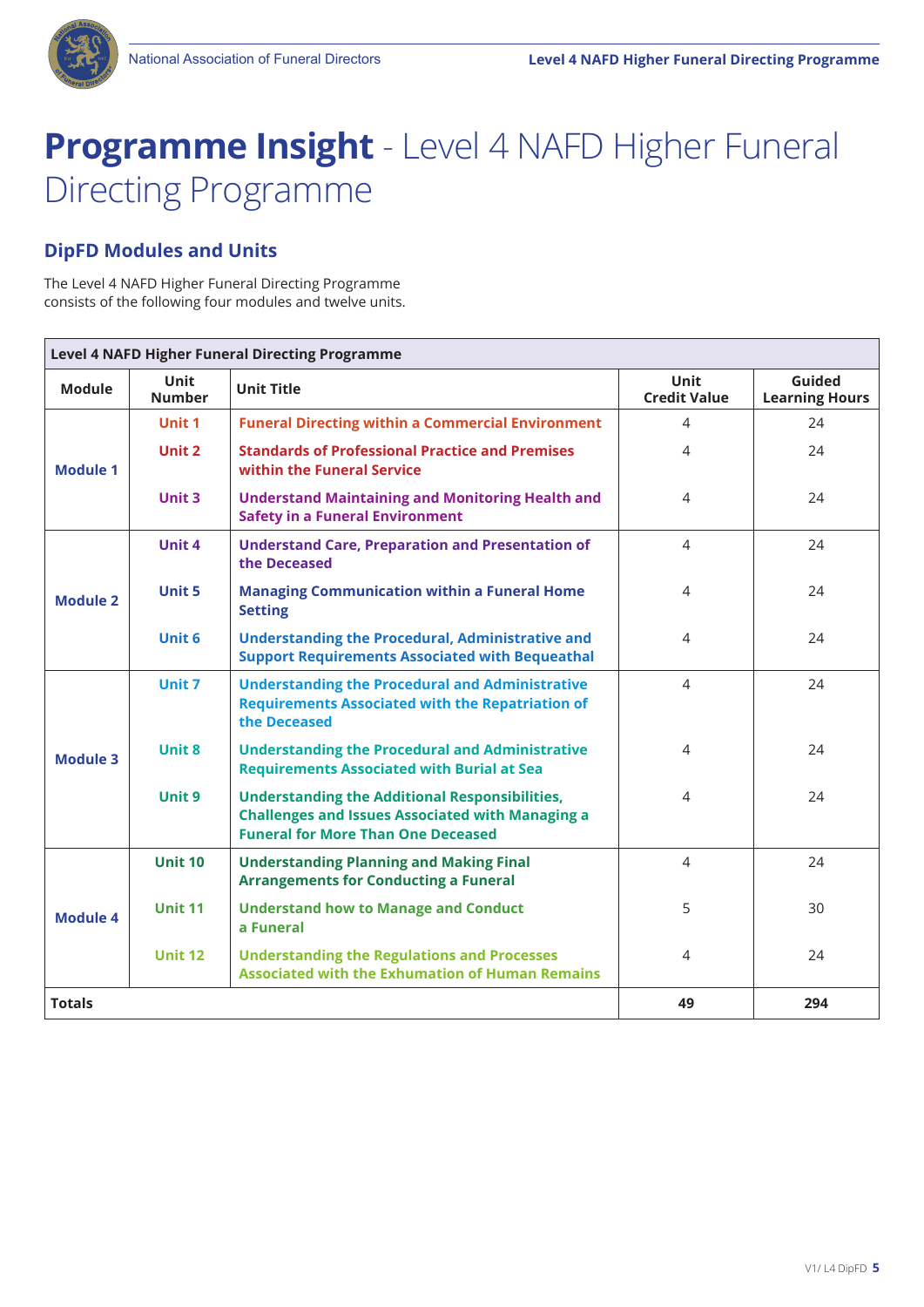# **Programme Insight** - Level 4 NAFD Higher Funeral Directing Programme

## DipFD Modules and Units

The Level 4 NAFD Higher Funeral Directing Programme consists of the following four modules and twelve units.

| Level 4 NAFD Higher Funeral Directing Programme | | | | |
|---|---|---|---|---|
| **Module** | **Unit Number** | **Unit Title** | **Unit Credit Value** | **Guided Learning Hours** |
| **Module 1** | **Unit 1** | **Funeral Directing within a Commercial Environment** | 4 | 24 |
| | **Unit 2** | **Standards of Professional Practice and Premises within the Funeral Service** | 4 | 24 |
| | **Unit 3** | **Understand Maintaining and Monitoring Health and Safety in a Funeral Environment** | 4 | 24 |
| **Module 2** | **Unit 4** | **Understand Care, Preparation and Presentation of the Deceased** | 4 | 24 |
| | **Unit 5** | **Managing Communication within a Funeral Home Setting** | 4 | 24 |
| | **Unit 6** | **Understanding the Procedural, Administrative and Support Requirements Associated with Bequeathal** | 4 | 24 |
| **Module 3** | **Unit 7** | **Understanding the Procedural and Administrative Requirements Associated with the Repatriation of the Deceased** | 4 | 24 |
| | **Unit 8** | **Understanding the Procedural and Administrative Requirements Associated with Burial at Sea** | 4 | 24 |
| | **Unit 9** | **Understanding the Additional Responsibilities, Challenges and Issues Associated with Managing a Funeral for More Than One Deceased** | 4 | 24 |
| **Module 4** | **Unit 10** | **Understanding Planning and Making Final Arrangements for Conducting a Funeral** | 4 | 24 |
| | **Unit 11** | **Understand how to Manage and Conduct a Funeral** | 5 | 30 |
| | **Unit 12** | **Understanding the Regulations and Processes Associated with the Exhumation of Human Remains** | 4 | 24 |
| **Totals** | | | **49** | **294** |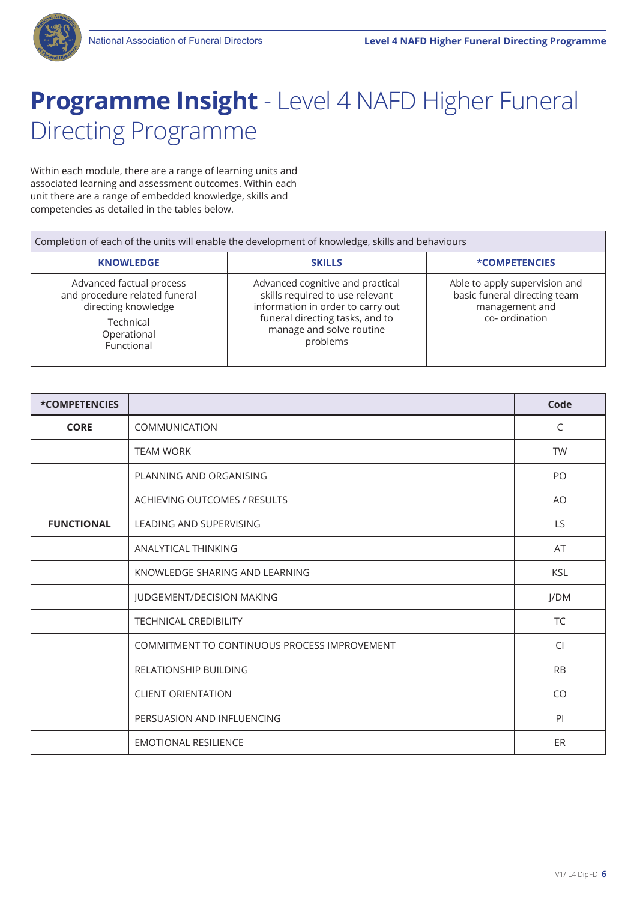# **Programme Insight** - Level 4 NAFD Higher Funeral Directing Programme

Within each module, there are a range of learning units and associated learning and assessment outcomes. Within each unit there are a range of embedded knowledge, skills and competencies as detailed in the tables below.

| Completion of each of the units will enable the development of knowledge, skills and behaviours | | |
|---|---|---|
| **KNOWLEDGE** | **SKILLS** | ***COMPETENCIES** |
| Advanced factual process and procedure related funeral directing knowledge<br>Technical<br>Operational<br>Functional | Advanced cognitive and practical skills required to use relevant information in order to carry out funeral directing tasks, and to manage and solve routine problems | Able to apply supervision and basic funeral directing team management and co- ordination |

| ***COMPETENCIES** | | **Code** |
|---|---|---|
| **CORE** | COMMUNICATION | C |
| | TEAM WORK | TW |
| | PLANNING AND ORGANISING | PO |
| | ACHIEVING OUTCOMES / RESULTS | AO |
| **FUNCTIONAL** | LEADING AND SUPERVISING | LS |
| | ANALYTICAL THINKING | AT |
| | KNOWLEDGE SHARING AND LEARNING | KSL |
| | JUDGEMENT/DECISION MAKING | J/DM |
| | TECHNICAL CREDIBILITY | TC |
| | COMMITMENT TO CONTINUOUS PROCESS IMPROVEMENT | CI |
| | RELATIONSHIP BUILDING | RB |
| | CLIENT ORIENTATION | CO |
| | PERSUASION AND INFLUENCING | PI |
| | EMOTIONAL RESILIENCE | ER |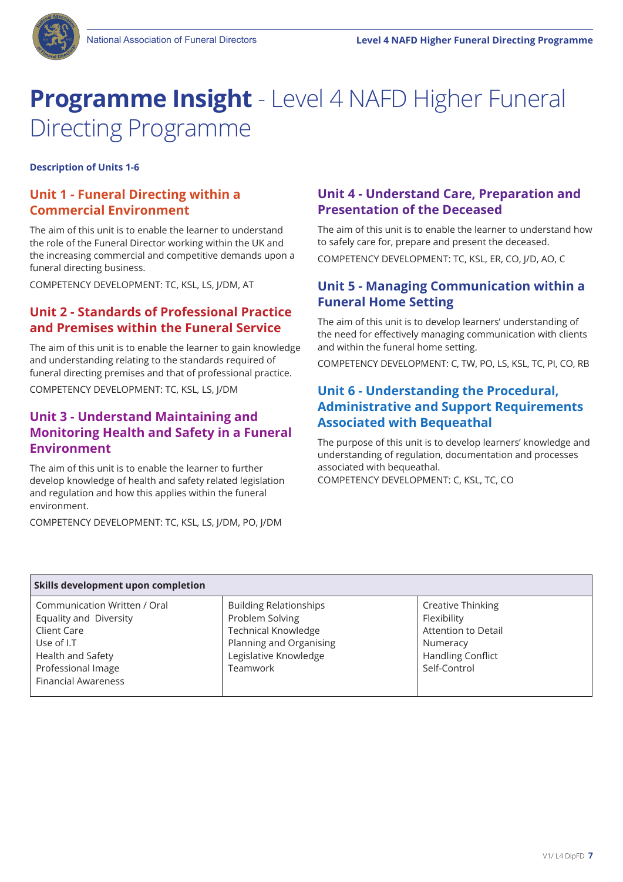# **Programme Insight** - Level 4 NAFD Higher Funeral Directing Programme

**Description of Units 1-6**

## Unit 1 - Funeral Directing within a Commercial Environment

The aim of this unit is to enable the learner to understand the role of the Funeral Director working within the UK and the increasing commercial and competitive demands upon a funeral directing business.

COMPETENCY DEVELOPMENT: TC, KSL, LS, J/DM, AT

## Unit 2 - Standards of Professional Practice and Premises within the Funeral Service

The aim of this unit is to enable the learner to gain knowledge and understanding relating to the standards required of funeral directing premises and that of professional practice.

COMPETENCY DEVELOPMENT: TC, KSL, LS, J/DM

## Unit 3 - Understand Maintaining and Monitoring Health and Safety in a Funeral Environment

The aim of this unit is to enable the learner to further develop knowledge of health and safety related legislation and regulation and how this applies within the funeral environment.

COMPETENCY DEVELOPMENT: TC, KSL, LS, J/DM, PO, J/DM

## Unit 4 - Understand Care, Preparation and Presentation of the Deceased

The aim of this unit is to enable the learner to understand how to safely care for, prepare and present the deceased.

COMPETENCY DEVELOPMENT: TC, KSL, ER, CO, J/D, AO, C

## Unit 5 - Managing Communication within a Funeral Home Setting

The aim of this unit is to develop learners' understanding of the need for effectively managing communication with clients and within the funeral home setting.

COMPETENCY DEVELOPMENT: C, TW, PO, LS, KSL, TC, PI, CO, RB

## Unit 6 - Understanding the Procedural, Administrative and Support Requirements Associated with Bequeathal

The purpose of this unit is to develop learners' knowledge and understanding of regulation, documentation and processes associated with bequeathal.

COMPETENCY DEVELOPMENT: C, KSL, TC, CO

| Skills development upon completion | | |
|---|---|---|
| Communication Written / Oral<br>Equality and Diversity<br>Client Care<br>Use of I.T<br>Health and Safety<br>Professional Image<br>Financial Awareness | Building Relationships<br>Problem Solving<br>Technical Knowledge<br>Planning and Organising<br>Legislative Knowledge<br>Teamwork | Creative Thinking<br>Flexibility<br>Attention to Detail<br>Numeracy<br>Handling Conflict<br>Self-Control |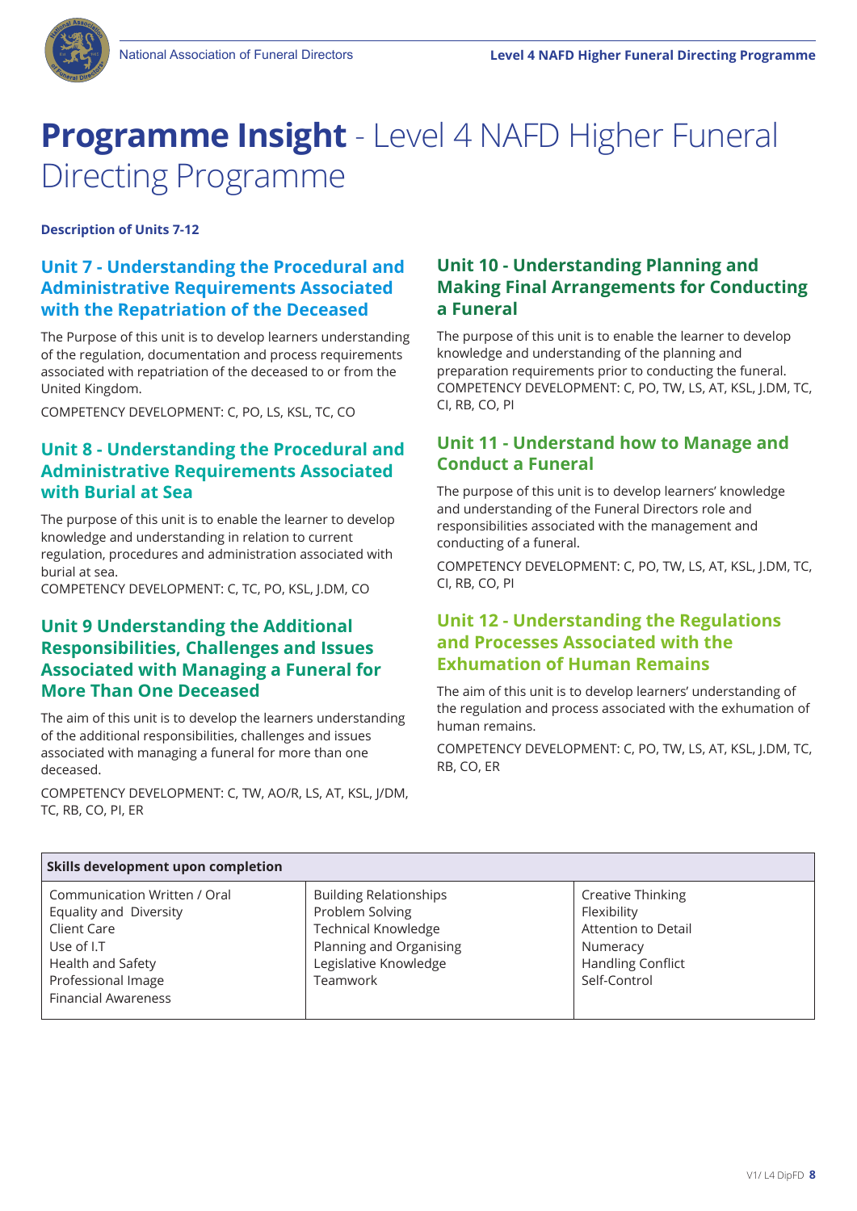# **Programme Insight** - Level 4 NAFD Higher Funeral Directing Programme

**Description of Units 7-12**

### Unit 7 - Understanding the Procedural and Administrative Requirements Associated with the Repatriation of the Deceased

The Purpose of this unit is to develop learners understanding of the regulation, documentation and process requirements associated with repatriation of the deceased to or from the United Kingdom.

COMPETENCY DEVELOPMENT: C, PO, LS, KSL, TC, CO

### Unit 8 - Understanding the Procedural and Administrative Requirements Associated with Burial at Sea

The purpose of this unit is to enable the learner to develop knowledge and understanding in relation to current regulation, procedures and administration associated with burial at sea.
COMPETENCY DEVELOPMENT: C, TC, PO, KSL, J.DM, CO

### Unit 9 Understanding the Additional Responsibilities, Challenges and Issues Associated with Managing a Funeral for More Than One Deceased

The aim of this unit is to develop the learners understanding of the additional responsibilities, challenges and issues associated with managing a funeral for more than one deceased.

COMPETENCY DEVELOPMENT: C, TW, AO/R, LS, AT, KSL, J/DM, TC, RB, CO, PI, ER

### Unit 10 - Understanding Planning and Making Final Arrangements for Conducting a Funeral

The purpose of this unit is to enable the learner to develop knowledge and understanding of the planning and preparation requirements prior to conducting the funeral.
COMPETENCY DEVELOPMENT: C, PO, TW, LS, AT, KSL, J.DM, TC, CI, RB, CO, PI

### Unit 11 - Understand how to Manage and Conduct a Funeral

The purpose of this unit is to develop learners' knowledge and understanding of the Funeral Directors role and responsibilities associated with the management and conducting of a funeral.

COMPETENCY DEVELOPMENT: C, PO, TW, LS, AT, KSL, J.DM, TC, CI, RB, CO, PI

### Unit 12 - Understanding the Regulations and Processes Associated with the Exhumation of Human Remains

The aim of this unit is to develop learners' understanding of the regulation and process associated with the exhumation of human remains.

COMPETENCY DEVELOPMENT: C, PO, TW, LS, AT, KSL, J.DM, TC, RB, CO, ER

| **Skills development upon completion** | | |
|---|---|---|
| Communication Written / Oral<br>Equality and Diversity<br>Client Care<br>Use of I.T<br>Health and Safety<br>Professional Image<br>Financial Awareness | Building Relationships<br>Problem Solving<br>Technical Knowledge<br>Planning and Organising<br>Legislative Knowledge<br>Teamwork | Creative Thinking<br>Flexibility<br>Attention to Detail<br>Numeracy<br>Handling Conflict<br>Self-Control |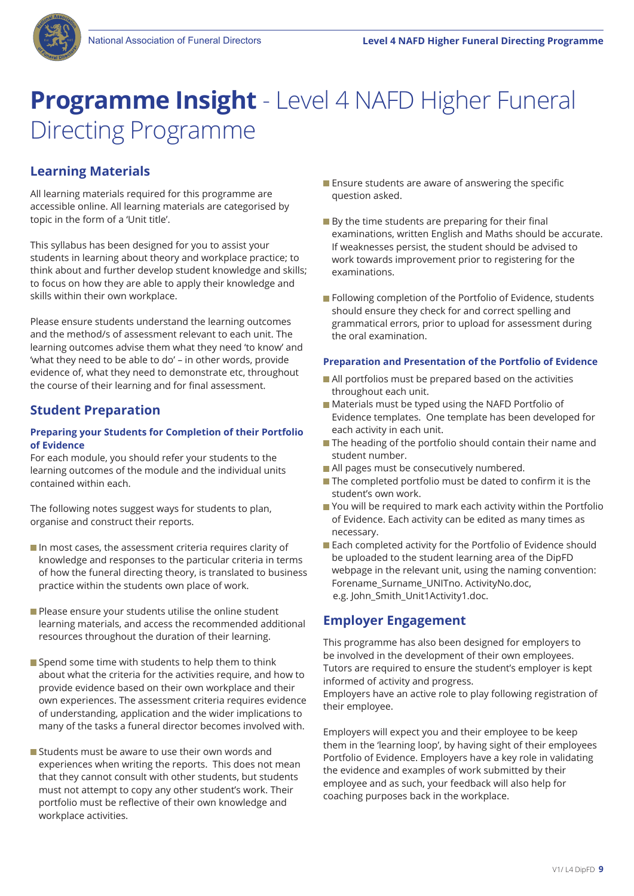# **Programme Insight** - Level 4 NAFD Higher Funeral Directing Programme

## Learning Materials

All learning materials required for this programme are accessible online. All learning materials are categorised by topic in the form of a 'Unit title'.

This syllabus has been designed for you to assist your students in learning about theory and workplace practice; to think about and further develop student knowledge and skills; to focus on how they are able to apply their knowledge and skills within their own workplace.

Please ensure students understand the learning outcomes and the method/s of assessment relevant to each unit. The learning outcomes advise them what they need 'to know' and 'what they need to be able to do' – in other words, provide evidence of, what they need to demonstrate etc, throughout the course of their learning and for final assessment.

## Student Preparation

### Preparing your Students for Completion of their Portfolio of Evidence

For each module, you should refer your students to the learning outcomes of the module and the individual units contained within each.

The following notes suggest ways for students to plan, organise and construct their reports.

- In most cases, the assessment criteria requires clarity of knowledge and responses to the particular criteria in terms of how the funeral directing theory, is translated to business practice within the students own place of work.
- Please ensure your students utilise the online student learning materials, and access the recommended additional resources throughout the duration of their learning.
- Spend some time with students to help them to think about what the criteria for the activities require, and how to provide evidence based on their own workplace and their own experiences. The assessment criteria requires evidence of understanding, application and the wider implications to many of the tasks a funeral director becomes involved with.
- Students must be aware to use their own words and experiences when writing the reports. This does not mean that they cannot consult with other students, but students must not attempt to copy any other student's work. Their portfolio must be reflective of their own knowledge and workplace activities.
- Ensure students are aware of answering the specific question asked.
- By the time students are preparing for their final examinations, written English and Maths should be accurate. If weaknesses persist, the student should be advised to work towards improvement prior to registering for the examinations.
- Following completion of the Portfolio of Evidence, students should ensure they check for and correct spelling and grammatical errors, prior to upload for assessment during the oral examination.

### Preparation and Presentation of the Portfolio of Evidence

- All portfolios must be prepared based on the activities throughout each unit.
- Materials must be typed using the NAFD Portfolio of Evidence templates. One template has been developed for each activity in each unit.
- The heading of the portfolio should contain their name and student number.
- All pages must be consecutively numbered.
- The completed portfolio must be dated to confirm it is the student's own work.
- You will be required to mark each activity within the Portfolio of Evidence. Each activity can be edited as many times as necessary.
- Each completed activity for the Portfolio of Evidence should be uploaded to the student learning area of the DipFD webpage in the relevant unit, using the naming convention: Forename_Surname_UNITno. ActivityNo.doc, e.g. John_Smith_Unit1Activity1.doc.

## Employer Engagement

This programme has also been designed for employers to be involved in the development of their own employees. Tutors are required to ensure the student's employer is kept informed of activity and progress.
Employers have an active role to play following registration of their employee.

Employers will expect you and their employee to be keep them in the 'learning loop', by having sight of their employees Portfolio of Evidence. Employers have a key role in validating the evidence and examples of work submitted by their employee and as such, your feedback will also help for coaching purposes back in the workplace.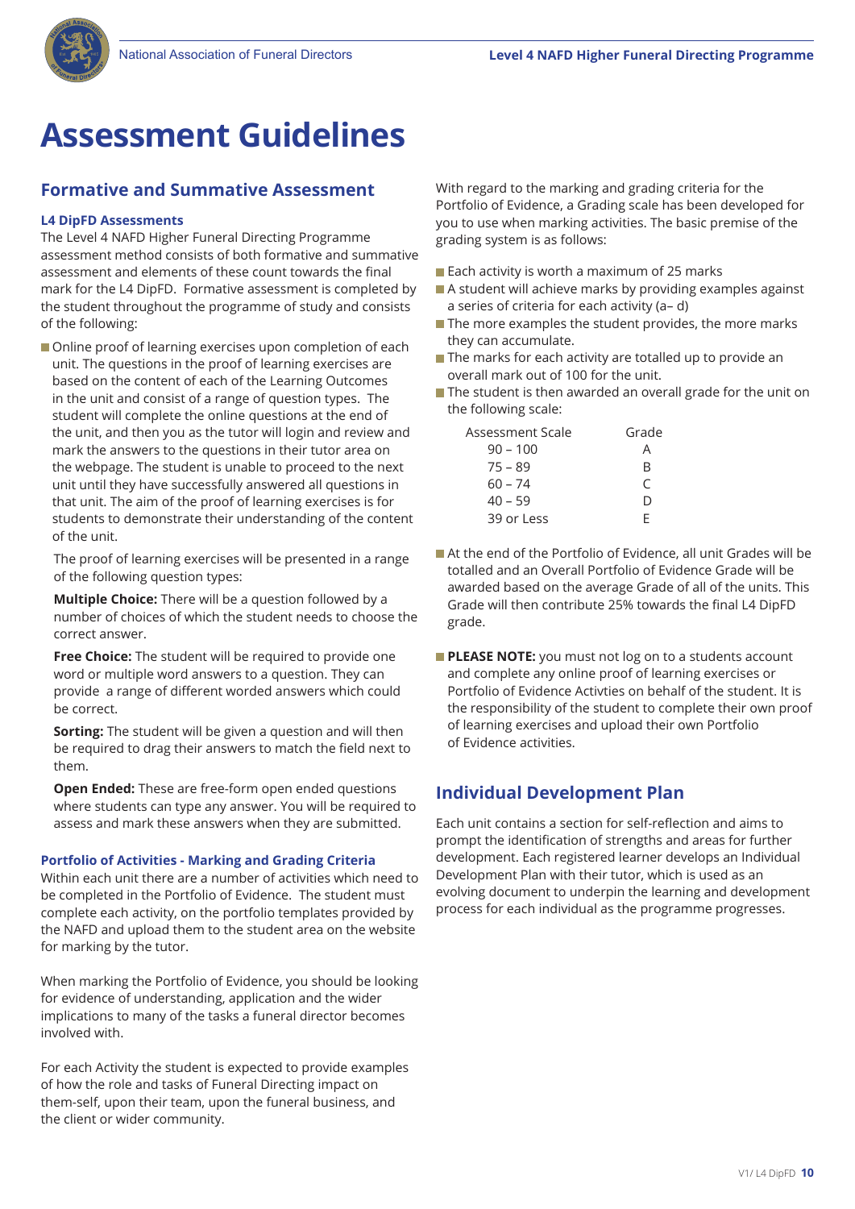# Assessment Guidelines

## Formative and Summative Assessment

### L4 DipFD Assessments

The Level 4 NAFD Higher Funeral Directing Programme assessment method consists of both formative and summative assessment and elements of these count towards the final mark for the L4 DipFD. Formative assessment is completed by the student throughout the programme of study and consists of the following:

- Online proof of learning exercises upon completion of each unit. The questions in the proof of learning exercises are based on the content of each of the Learning Outcomes in the unit and consist of a range of question types. The student will complete the online questions at the end of the unit, and then you as the tutor will login and review and mark the answers to the questions in their tutor area on the webpage. The student is unable to proceed to the next unit until they have successfully answered all questions in that unit. The aim of the proof of learning exercises is for students to demonstrate their understanding of the content of the unit.

  The proof of learning exercises will be presented in a range of the following question types:

  **Multiple Choice:** There will be a question followed by a number of choices of which the student needs to choose the correct answer.

  **Free Choice:** The student will be required to provide one word or multiple word answers to a question. They can provide a range of different worded answers which could be correct.

  **Sorting:** The student will be given a question and will then be required to drag their answers to match the field next to them.

  **Open Ended:** These are free-form open ended questions where students can type any answer. You will be required to assess and mark these answers when they are submitted.

### Portfolio of Activities - Marking and Grading Criteria

Within each unit there are a number of activities which need to be completed in the Portfolio of Evidence. The student must complete each activity, on the portfolio templates provided by the NAFD and upload them to the student area on the website for marking by the tutor.

When marking the Portfolio of Evidence, you should be looking for evidence of understanding, application and the wider implications to many of the tasks a funeral director becomes involved with.

For each Activity the student is expected to provide examples of how the role and tasks of Funeral Directing impact on them-self, upon their team, upon the funeral business, and the client or wider community.

With regard to the marking and grading criteria for the Portfolio of Evidence, a Grading scale has been developed for you to use when marking activities. The basic premise of the grading system is as follows:

- Each activity is worth a maximum of 25 marks
- A student will achieve marks by providing examples against a series of criteria for each activity (a– d)
- The more examples the student provides, the more marks they can accumulate.
- The marks for each activity are totalled up to provide an overall mark out of 100 for the unit.
- The student is then awarded an overall grade for the unit on the following scale:

| Assessment Scale | Grade |
|---|---|
| 90 – 100 | A |
| 75 – 89 | B |
| 60 – 74 | C |
| 40 – 59 | D |
| 39 or Less | E |

- At the end of the Portfolio of Evidence, all unit Grades will be totalled and an Overall Portfolio of Evidence Grade will be awarded based on the average Grade of all of the units. This Grade will then contribute 25% towards the final L4 DipFD grade.

- **PLEASE NOTE:** you must not log on to a students account and complete any online proof of learning exercises or Portfolio of Evidence Activties on behalf of the student. It is the responsibility of the student to complete their own proof of learning exercises and upload their own Portfolio of Evidence activities.

## Individual Development Plan

Each unit contains a section for self-reflection and aims to prompt the identification of strengths and areas for further development. Each registered learner develops an Individual Development Plan with their tutor, which is used as an evolving document to underpin the learning and development process for each individual as the programme progresses.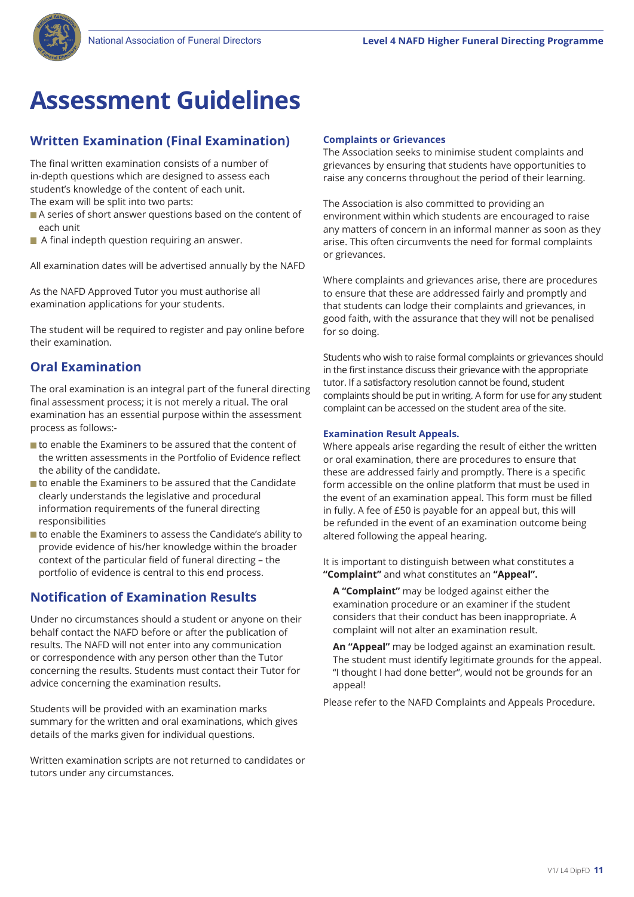# Assessment Guidelines

## Written Examination (Final Examination)

The final written examination consists of a number of in-depth questions which are designed to assess each student's knowledge of the content of each unit.
The exam will be split into two parts:

- A series of short answer questions based on the content of each unit
- A final indepth question requiring an answer.

All examination dates will be advertised annually by the NAFD

As the NAFD Approved Tutor you must authorise all examination applications for your students.

The student will be required to register and pay online before their examination.

## Oral Examination

The oral examination is an integral part of the funeral directing final assessment process; it is not merely a ritual. The oral examination has an essential purpose within the assessment process as follows:-

- to enable the Examiners to be assured that the content of the written assessments in the Portfolio of Evidence reflect the ability of the candidate.
- to enable the Examiners to be assured that the Candidate clearly understands the legislative and procedural information requirements of the funeral directing responsibilities
- to enable the Examiners to assess the Candidate's ability to provide evidence of his/her knowledge within the broader context of the particular field of funeral directing – the portfolio of evidence is central to this end process.

## Notification of Examination Results

Under no circumstances should a student or anyone on their behalf contact the NAFD before or after the publication of results. The NAFD will not enter into any communication or correspondence with any person other than the Tutor concerning the results. Students must contact their Tutor for advice concerning the examination results.

Students will be provided with an examination marks summary for the written and oral examinations, which gives details of the marks given for individual questions.

Written examination scripts are not returned to candidates or tutors under any circumstances.

### Complaints or Grievances

The Association seeks to minimise student complaints and grievances by ensuring that students have opportunities to raise any concerns throughout the period of their learning.

The Association is also committed to providing an environment within which students are encouraged to raise any matters of concern in an informal manner as soon as they arise. This often circumvents the need for formal complaints or grievances.

Where complaints and grievances arise, there are procedures to ensure that these are addressed fairly and promptly and that students can lodge their complaints and grievances, in good faith, with the assurance that they will not be penalised for so doing.

Students who wish to raise formal complaints or grievances should in the first instance discuss their grievance with the appropriate tutor. If a satisfactory resolution cannot be found, student complaints should be put in writing. A form for use for any student complaint can be accessed on the student area of the site.

### Examination Result Appeals.

Where appeals arise regarding the result of either the written or oral examination, there are procedures to ensure that these are addressed fairly and promptly. There is a specific form accessible on the online platform that must be used in the event of an examination appeal. This form must be filled in fully. A fee of £50 is payable for an appeal but, this will be refunded in the event of an examination outcome being altered following the appeal hearing.

It is important to distinguish between what constitutes a **"Complaint"** and what constitutes an **"Appeal".**

**A "Complaint"** may be lodged against either the examination procedure or an examiner if the student considers that their conduct has been inappropriate. A complaint will not alter an examination result.

**An "Appeal"** may be lodged against an examination result. The student must identify legitimate grounds for the appeal. "I thought I had done better", would not be grounds for an appeal!

Please refer to the NAFD Complaints and Appeals Procedure.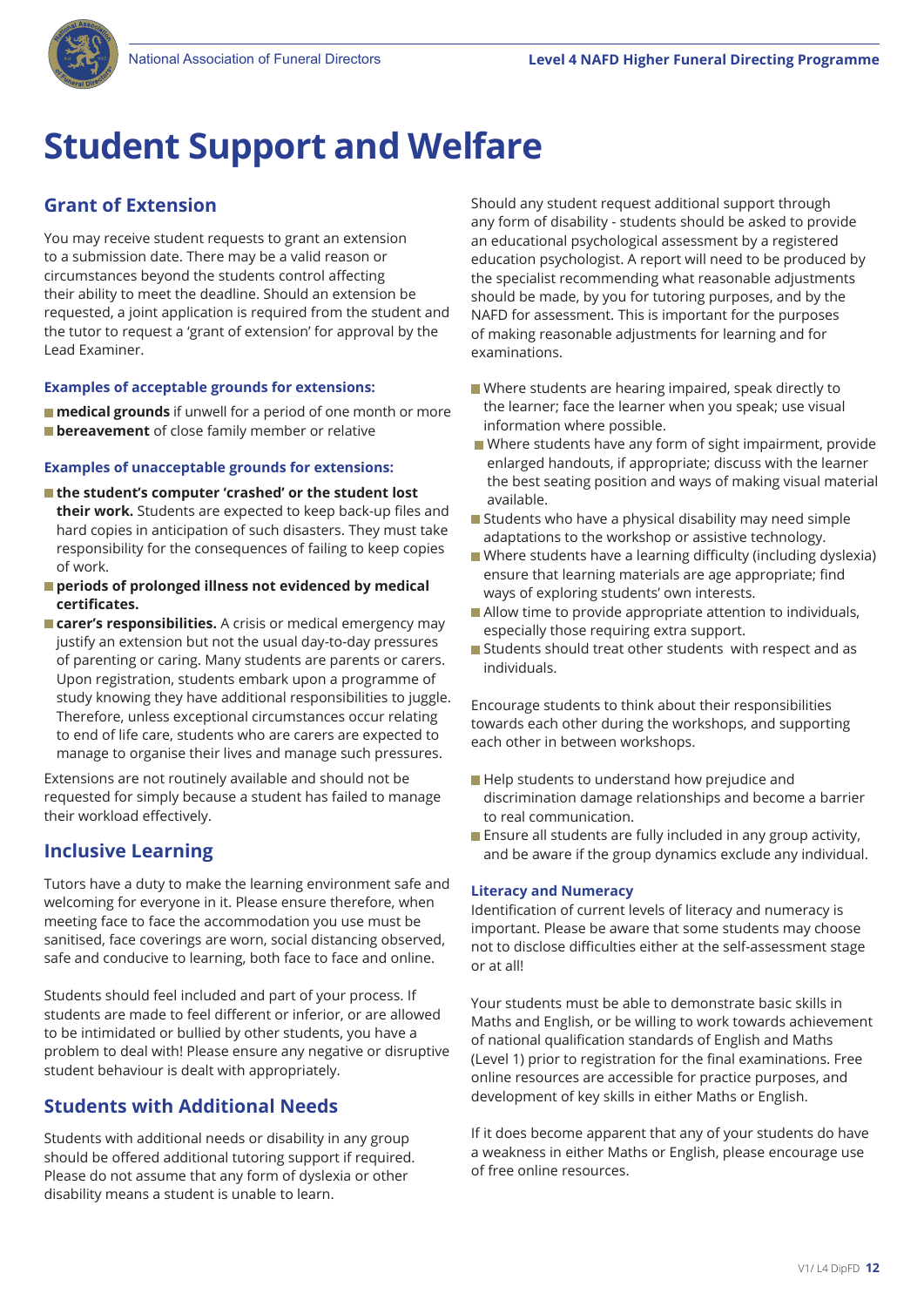# Student Support and Welfare

## Grant of Extension

You may receive student requests to grant an extension to a submission date. There may be a valid reason or circumstances beyond the students control affecting their ability to meet the deadline. Should an extension be requested, a joint application is required from the student and the tutor to request a 'grant of extension' for approval by the Lead Examiner.

### Examples of acceptable grounds for extensions:

- **medical grounds** if unwell for a period of one month or more
- **bereavement** of close family member or relative

### Examples of unacceptable grounds for extensions:

- **the student's computer 'crashed' or the student lost their work.** Students are expected to keep back-up files and hard copies in anticipation of such disasters. They must take responsibility for the consequences of failing to keep copies of work.
- **periods of prolonged illness not evidenced by medical certificates.**
- **carer's responsibilities.** A crisis or medical emergency may justify an extension but not the usual day-to-day pressures of parenting or caring. Many students are parents or carers. Upon registration, students embark upon a programme of study knowing they have additional responsibilities to juggle. Therefore, unless exceptional circumstances occur relating to end of life care, students who are carers are expected to manage to organise their lives and manage such pressures.

Extensions are not routinely available and should not be requested for simply because a student has failed to manage their workload effectively.

## Inclusive Learning

Tutors have a duty to make the learning environment safe and welcoming for everyone in it. Please ensure therefore, when meeting face to face the accommodation you use must be sanitised, face coverings are worn, social distancing observed, safe and conducive to learning, both face to face and online.

Students should feel included and part of your process. If students are made to feel different or inferior, or are allowed to be intimidated or bullied by other students, you have a problem to deal with! Please ensure any negative or disruptive student behaviour is dealt with appropriately.

## Students with Additional Needs

Students with additional needs or disability in any group should be offered additional tutoring support if required. Please do not assume that any form of dyslexia or other disability means a student is unable to learn.

Should any student request additional support through any form of disability - students should be asked to provide an educational psychological assessment by a registered education psychologist. A report will need to be produced by the specialist recommending what reasonable adjustments should be made, by you for tutoring purposes, and by the NAFD for assessment. This is important for the purposes of making reasonable adjustments for learning and for examinations.

- Where students are hearing impaired, speak directly to the learner; face the learner when you speak; use visual information where possible.
- Where students have any form of sight impairment, provide enlarged handouts, if appropriate; discuss with the learner the best seating position and ways of making visual material available.
- Students who have a physical disability may need simple adaptations to the workshop or assistive technology.
- Where students have a learning difficulty (including dyslexia) ensure that learning materials are age appropriate; find ways of exploring students' own interests.
- Allow time to provide appropriate attention to individuals, especially those requiring extra support.
- Students should treat other students with respect and as individuals.

Encourage students to think about their responsibilities towards each other during the workshops, and supporting each other in between workshops.

- Help students to understand how prejudice and discrimination damage relationships and become a barrier to real communication.
- Ensure all students are fully included in any group activity, and be aware if the group dynamics exclude any individual.

### Literacy and Numeracy

Identification of current levels of literacy and numeracy is important. Please be aware that some students may choose not to disclose difficulties either at the self-assessment stage or at all!

Your students must be able to demonstrate basic skills in Maths and English, or be willing to work towards achievement of national qualification standards of English and Maths (Level 1) prior to registration for the final examinations. Free online resources are accessible for practice purposes, and development of key skills in either Maths or English.

If it does become apparent that any of your students do have a weakness in either Maths or English, please encourage use of free online resources.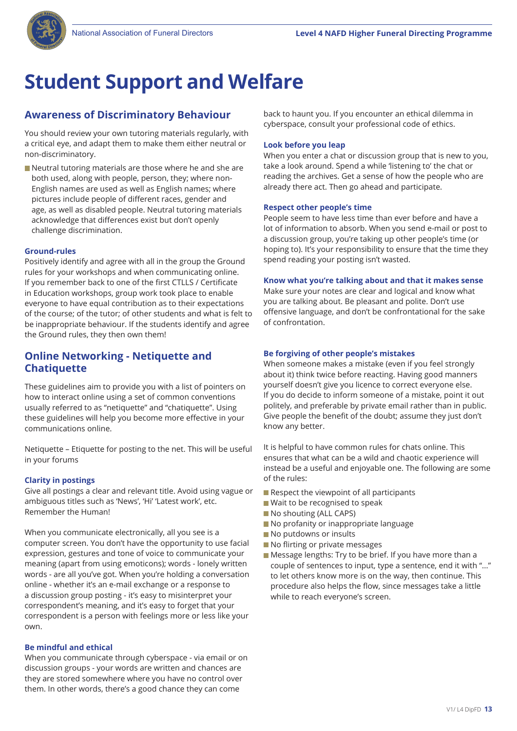# Student Support and Welfare

## Awareness of Discriminatory Behaviour

You should review your own tutoring materials regularly, with a critical eye, and adapt them to make them either neutral or non-discriminatory.

- Neutral tutoring materials are those where he and she are both used, along with people, person, they; where non-English names are used as well as English names; where pictures include people of different races, gender and age, as well as disabled people. Neutral tutoring materials acknowledge that differences exist but don't openly challenge discrimination.

### Ground-rules

Positively identify and agree with all in the group the Ground rules for your workshops and when communicating online. If you remember back to one of the first CTLLS / Certificate in Education workshops, group work took place to enable everyone to have equal contribution as to their expectations of the course; of the tutor; of other students and what is felt to be inappropriate behaviour. If the students identify and agree the Ground rules, they then own them!

## Online Networking - Netiquette and Chatiquette

These guidelines aim to provide you with a list of pointers on how to interact online using a set of common conventions usually referred to as "netiquette" and "chatiquette". Using these guidelines will help you become more effective in your communications online.

Netiquette – Etiquette for posting to the net. This will be useful in your forums

### Clarity in postings

Give all postings a clear and relevant title. Avoid using vague or ambiguous titles such as 'News', 'Hi' 'Latest work', etc. Remember the Human!

When you communicate electronically, all you see is a computer screen. You don't have the opportunity to use facial expression, gestures and tone of voice to communicate your meaning (apart from using emoticons); words - lonely written words - are all you've got. When you're holding a conversation online - whether it's an e-mail exchange or a response to a discussion group posting - it's easy to misinterpret your correspondent's meaning, and it's easy to forget that your correspondent is a person with feelings more or less like your own.

### Be mindful and ethical

When you communicate through cyberspace - via email or on discussion groups - your words are written and chances are they are stored somewhere where you have no control over them. In other words, there's a good chance they can come back to haunt you. If you encounter an ethical dilemma in cyberspace, consult your professional code of ethics.

### Look before you leap

When you enter a chat or discussion group that is new to you, take a look around. Spend a while 'listening to' the chat or reading the archives. Get a sense of how the people who are already there act. Then go ahead and participate.

### Respect other people's time

People seem to have less time than ever before and have a lot of information to absorb. When you send e-mail or post to a discussion group, you're taking up other people's time (or hoping to). It's your responsibility to ensure that the time they spend reading your posting isn't wasted.

### Know what you're talking about and that it makes sense

Make sure your notes are clear and logical and know what you are talking about. Be pleasant and polite. Don't use offensive language, and don't be confrontational for the sake of confrontation.

### Be forgiving of other people's mistakes

When someone makes a mistake (even if you feel strongly about it) think twice before reacting. Having good manners yourself doesn't give you licence to correct everyone else. If you do decide to inform someone of a mistake, point it out politely, and preferable by private email rather than in public. Give people the benefit of the doubt; assume they just don't know any better.

It is helpful to have common rules for chats online. This ensures that what can be a wild and chaotic experience will instead be a useful and enjoyable one. The following are some of the rules:

- Respect the viewpoint of all participants
- Wait to be recognised to speak
- No shouting (ALL CAPS)
- No profanity or inappropriate language
- No putdowns or insults
- No flirting or private messages
- Message lengths: Try to be brief. If you have more than a couple of sentences to input, type a sentence, end it with "..." to let others know more is on the way, then continue. This procedure also helps the flow, since messages take a little while to reach everyone's screen.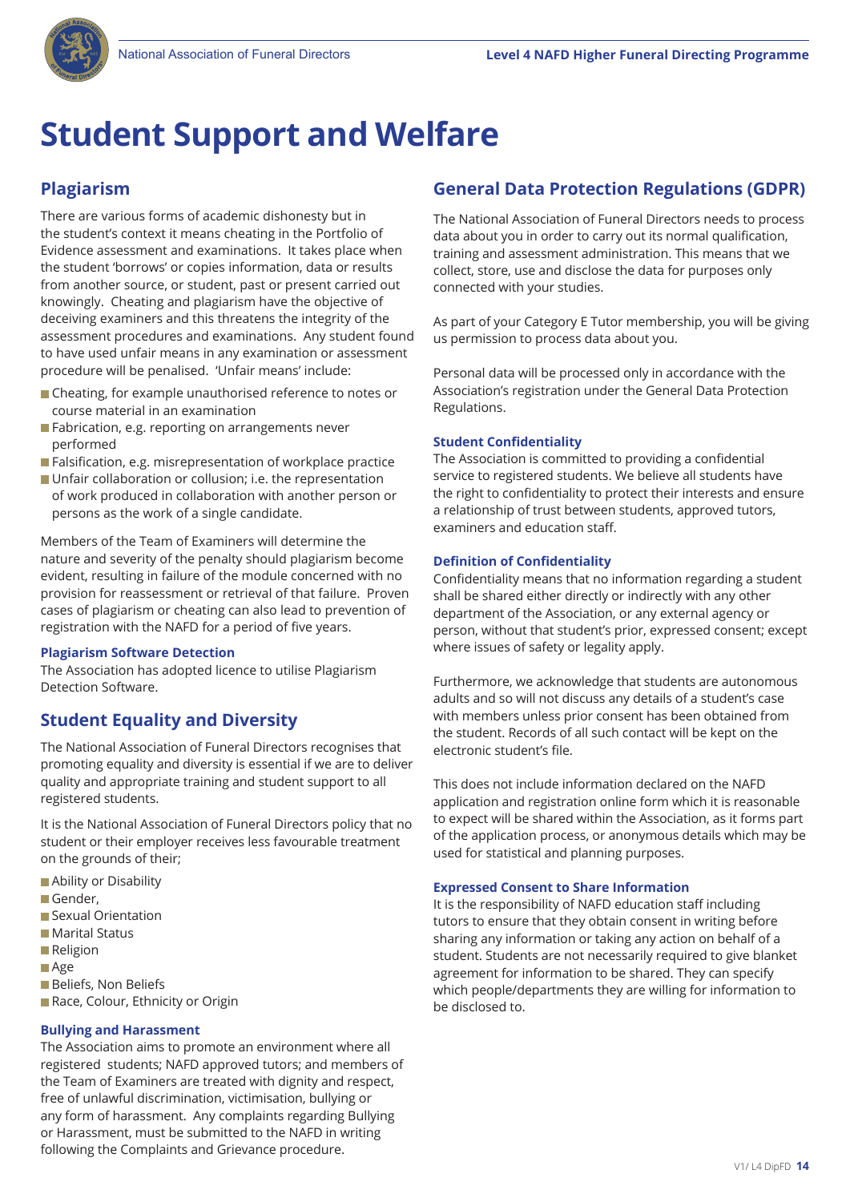# Student Support and Welfare

## Plagiarism

There are various forms of academic dishonesty but in the student's context it means cheating in the Portfolio of Evidence assessment and examinations. It takes place when the student 'borrows' or copies information, data or results from another source, or student, past or present carried out knowingly. Cheating and plagiarism have the objective of deceiving examiners and this threatens the integrity of the assessment procedures and examinations. Any student found to have used unfair means in any examination or assessment procedure will be penalised. 'Unfair means' include:

- Cheating, for example unauthorised reference to notes or course material in an examination
- Fabrication, e.g. reporting on arrangements never performed
- Falsification, e.g. misrepresentation of workplace practice
- Unfair collaboration or collusion; i.e. the representation of work produced in collaboration with another person or persons as the work of a single candidate.

Members of the Team of Examiners will determine the nature and severity of the penalty should plagiarism become evident, resulting in failure of the module concerned with no provision for reassessment or retrieval of that failure. Proven cases of plagiarism or cheating can also lead to prevention of registration with the NAFD for a period of five years.

### Plagiarism Software Detection

The Association has adopted licence to utilise Plagiarism Detection Software.

## Student Equality and Diversity

The National Association of Funeral Directors recognises that promoting equality and diversity is essential if we are to deliver quality and appropriate training and student support to all registered students.

It is the National Association of Funeral Directors policy that no student or their employer receives less favourable treatment on the grounds of their;

- Ability or Disability
- Gender,
- Sexual Orientation
- Marital Status
- Religion
- Age
- Beliefs, Non Beliefs
- Race, Colour, Ethnicity or Origin

### Bullying and Harassment

The Association aims to promote an environment where all registered students; NAFD approved tutors; and members of the Team of Examiners are treated with dignity and respect, free of unlawful discrimination, victimisation, bullying or any form of harassment. Any complaints regarding Bullying or Harassment, must be submitted to the NAFD in writing following the Complaints and Grievance procedure.

## General Data Protection Regulations (GDPR)

The National Association of Funeral Directors needs to process data about you in order to carry out its normal qualification, training and assessment administration. This means that we collect, store, use and disclose the data for purposes only connected with your studies.

As part of your Category E Tutor membership, you will be giving us permission to process data about you.

Personal data will be processed only in accordance with the Association's registration under the General Data Protection Regulations.

### Student Confidentiality

The Association is committed to providing a confidential service to registered students. We believe all students have the right to confidentiality to protect their interests and ensure a relationship of trust between students, approved tutors, examiners and education staff.

### Definition of Confidentiality

Confidentiality means that no information regarding a student shall be shared either directly or indirectly with any other department of the Association, or any external agency or person, without that student's prior, expressed consent; except where issues of safety or legality apply.

Furthermore, we acknowledge that students are autonomous adults and so will not discuss any details of a student's case with members unless prior consent has been obtained from the student. Records of all such contact will be kept on the electronic student's file.

This does not include information declared on the NAFD application and registration online form which it is reasonable to expect will be shared within the Association, as it forms part of the application process, or anonymous details which may be used for statistical and planning purposes.

### Expressed Consent to Share Information

It is the responsibility of NAFD education staff including tutors to ensure that they obtain consent in writing before sharing any information or taking any action on behalf of a student. Students are not necessarily required to give blanket agreement for information to be shared. They can specify which people/departments they are willing for information to be disclosed to.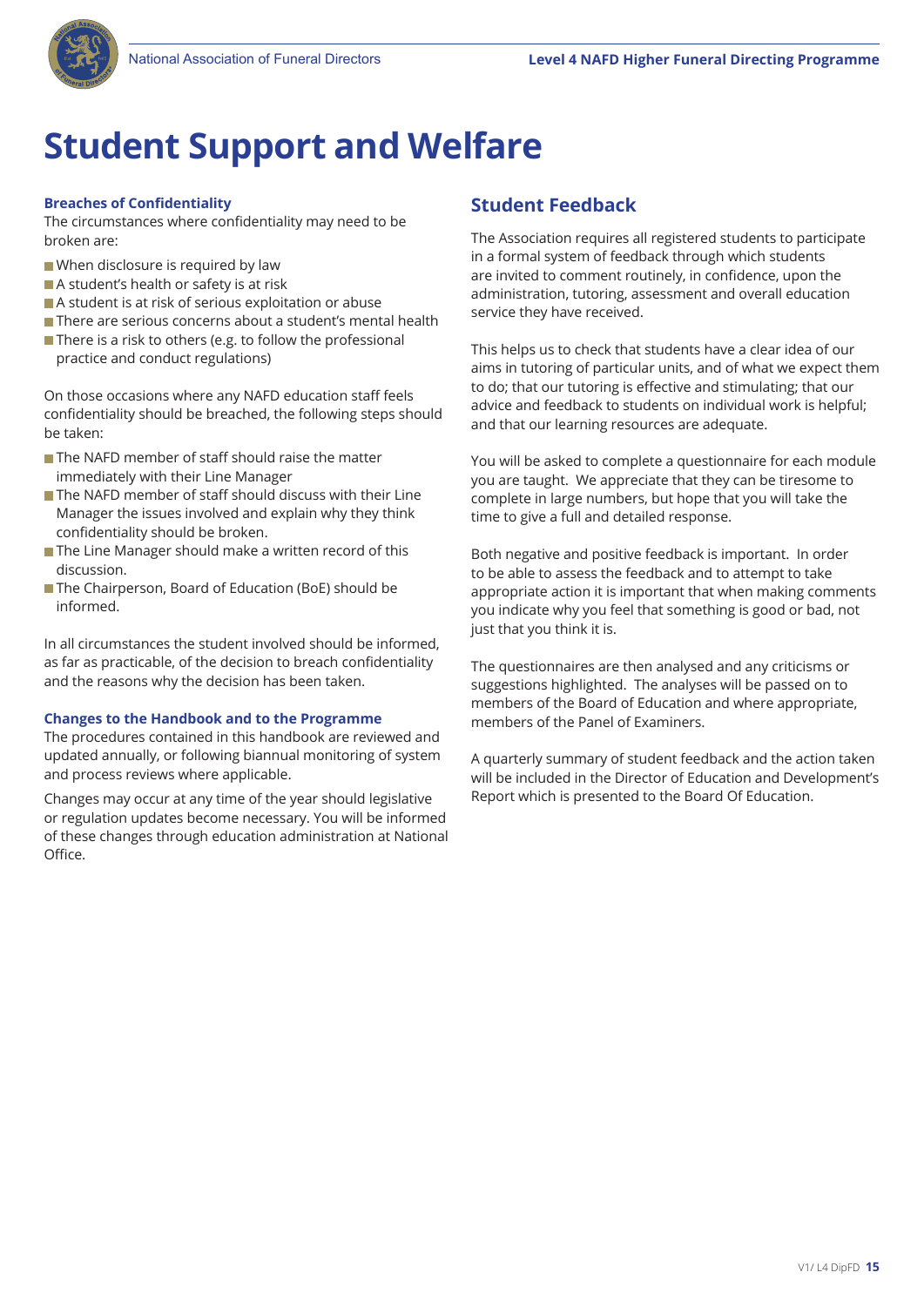# Student Support and Welfare

### Breaches of Confidentiality

The circumstances where confidentiality may need to be broken are:

- When disclosure is required by law
- A student's health or safety is at risk
- A student is at risk of serious exploitation or abuse
- There are serious concerns about a student's mental health
- There is a risk to others (e.g. to follow the professional practice and conduct regulations)

On those occasions where any NAFD education staff feels confidentiality should be breached, the following steps should be taken:

- The NAFD member of staff should raise the matter immediately with their Line Manager
- The NAFD member of staff should discuss with their Line Manager the issues involved and explain why they think confidentiality should be broken.
- The Line Manager should make a written record of this discussion.
- The Chairperson, Board of Education (BoE) should be informed.

In all circumstances the student involved should be informed, as far as practicable, of the decision to breach confidentiality and the reasons why the decision has been taken.

### Changes to the Handbook and to the Programme

The procedures contained in this handbook are reviewed and updated annually, or following biannual monitoring of system and process reviews where applicable.

Changes may occur at any time of the year should legislative or regulation updates become necessary. You will be informed of these changes through education administration at National Office.

## Student Feedback

The Association requires all registered students to participate in a formal system of feedback through which students are invited to comment routinely, in confidence, upon the administration, tutoring, assessment and overall education service they have received.

This helps us to check that students have a clear idea of our aims in tutoring of particular units, and of what we expect them to do; that our tutoring is effective and stimulating; that our advice and feedback to students on individual work is helpful; and that our learning resources are adequate.

You will be asked to complete a questionnaire for each module you are taught. We appreciate that they can be tiresome to complete in large numbers, but hope that you will take the time to give a full and detailed response.

Both negative and positive feedback is important. In order to be able to assess the feedback and to attempt to take appropriate action it is important that when making comments you indicate why you feel that something is good or bad, not just that you think it is.

The questionnaires are then analysed and any criticisms or suggestions highlighted. The analyses will be passed on to members of the Board of Education and where appropriate, members of the Panel of Examiners.

A quarterly summary of student feedback and the action taken will be included in the Director of Education and Development's Report which is presented to the Board Of Education.